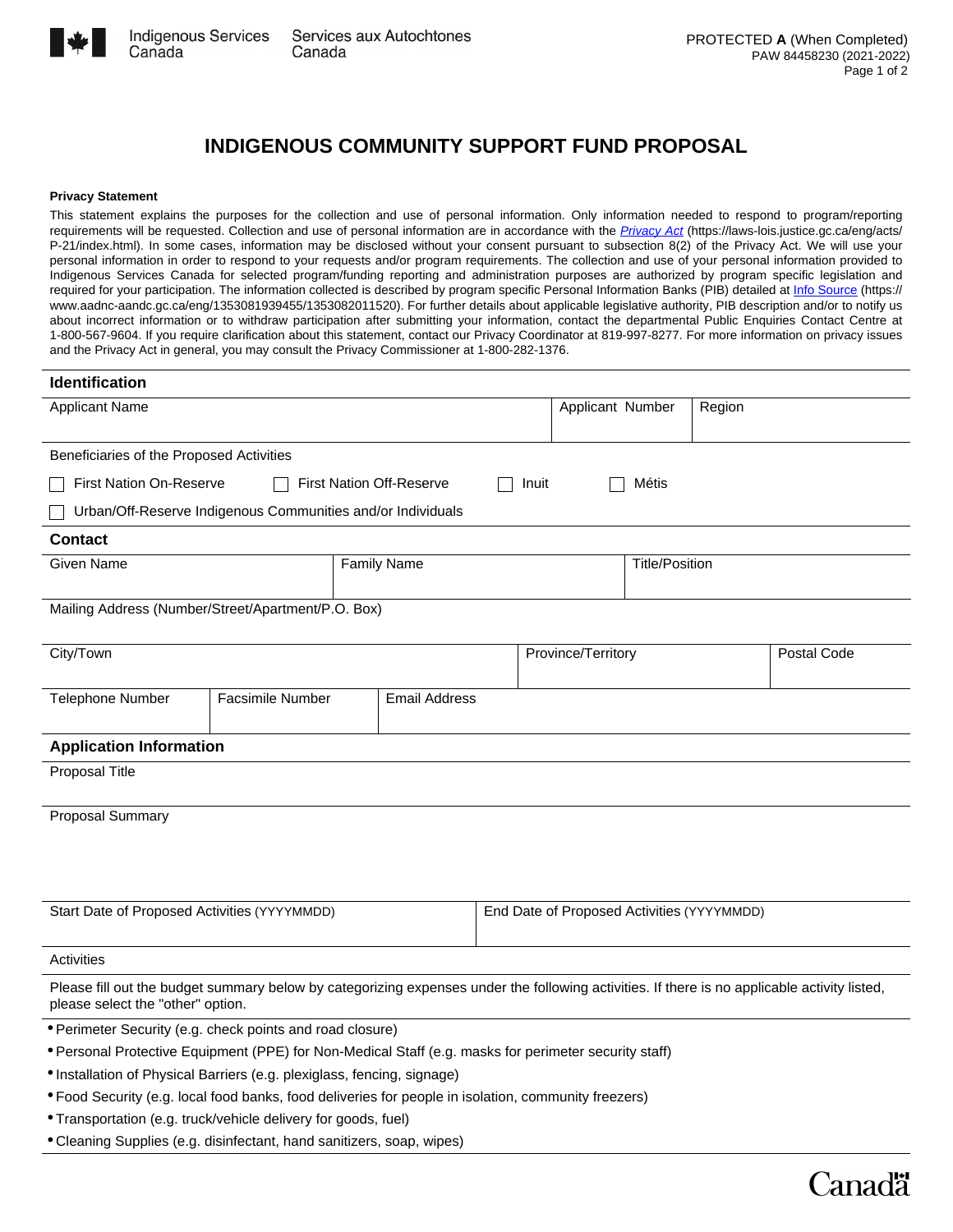Indigenous Services Canada | Services aux Autochtones Canada

PROTECTED **A** (When Completed)
PAW 84458230 (2021-2022)

# INDIGENOUS COMMUNITY SUPPORT FUND PROPOSAL

**Privacy Statement**

This statement explains the purposes for the collection and use of personal information. Only information needed to respond to program/reporting requirements will be requested. Collection and use of personal information are in accordance with the *Privacy Act* (https://laws-lois.justice.gc.ca/eng/acts/P-21/index.html). In some cases, information may be disclosed without your consent pursuant to subsection 8(2) of the Privacy Act. We will use your personal information in order to respond to your requests and/or program requirements. The collection and use of your personal information provided to Indigenous Services Canada for selected program/funding reporting and administration purposes are authorized by program specific legislation and required for your participation. The information collected is described by program specific Personal Information Banks (PIB) detailed at Info Source (https://www.aadnc-aandc.gc.ca/eng/1353081939455/1353082011520). For further details about applicable legislative authority, PIB description and/or to notify us about incorrect information or to withdraw participation after submitting your information, contact the departmental Public Enquiries Contact Centre at 1-800-567-9604. If you require clarification about this statement, contact our Privacy Coordinator at 819-997-8277. For more information on privacy issues and the Privacy Act in general, you may consult the Privacy Commissioner at 1-800-282-1376.

## Identification

| Applicant Name | Applicant Number | Region |
|---|---|---|
| | | |

Beneficiaries of the Proposed Activities

- ☐ First Nation On-Reserve
- ☐ First Nation Off-Reserve
- ☐ Inuit
- ☐ Métis
- ☐ Urban/Off-Reserve Indigenous Communities and/or Individuals

## Contact

| Given Name | Family Name | Title/Position |
|---|---|---|
| | | |

Mailing Address (Number/Street/Apartment/P.O. Box)

| City/Town | Province/Territory | Postal Code |
|---|---|---|
| | | |

| Telephone Number | Facsimile Number | Email Address |
|---|---|---|
| | | |

## Application Information

Proposal Title

Proposal Summary

| Start Date of Proposed Activities (YYYYMMDD) | End Date of Proposed Activities (YYYYMMDD) |
|---|---|
| | |

Activities

Please fill out the budget summary below by categorizing expenses under the following activities. If there is no applicable activity listed, please select the "other" option.

- Perimeter Security (e.g. check points and road closure)
- Personal Protective Equipment (PPE) for Non-Medical Staff (e.g. masks for perimeter security staff)
- Installation of Physical Barriers (e.g. plexiglass, fencing, signage)
- Food Security (e.g. local food banks, food deliveries for people in isolation, community freezers)
- Transportation (e.g. truck/vehicle delivery for goods, fuel)
- Cleaning Supplies (e.g. disinfectant, hand sanitizers, soap, wipes)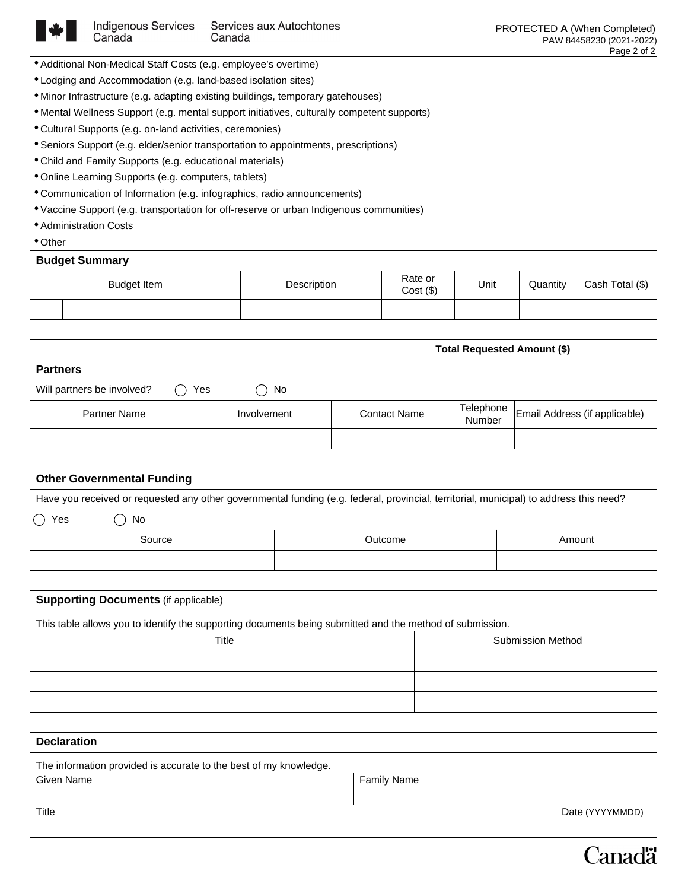- Additional Non-Medical Staff Costs (e.g. employee's overtime)
- Lodging and Accommodation (e.g. land-based isolation sites)
- Minor Infrastructure (e.g. adapting existing buildings, temporary gatehouses)
- Mental Wellness Support (e.g. mental support initiatives, culturally competent supports)
- Cultural Supports (e.g. on-land activities, ceremonies)
- Seniors Support (e.g. elder/senior transportation to appointments, prescriptions)
- Child and Family Supports (e.g. educational materials)
- Online Learning Supports (e.g. computers, tablets)
- Communication of Information (e.g. infographics, radio announcements)
- Vaccine Support (e.g. transportation for off-reserve or urban Indigenous communities)
- Administration Costs
- Other

## Budget Summary

| Budget Item | | Description | Rate or Cost ($) | Unit | Quantity | Cash Total ($) |
|---|---|---|---|---|---|---|
| | | | | | | |

| | |
|---|---|
| **Total Requested Amount ($)** | |

## Partners

Will partners be involved? ◯ Yes ◯ No

| Partner Name | | Involvement | Contact Name | Telephone Number | Email Address (if applicable) |
|---|---|---|---|---|---|
| | | | | | |

## Other Governmental Funding

Have you received or requested any other governmental funding (e.g. federal, provincial, territorial, municipal) to address this need?

◯ Yes ◯ No

| Source | | Outcome | Amount |
|---|---|---|---|
| | | | |

## Supporting Documents (if applicable)

This table allows you to identify the supporting documents being submitted and the method of submission.

| Title | Submission Method |
|---|---|
| | |
| | |
| | |

## Declaration

The information provided is accurate to the best of my knowledge.

| Given Name | Family Name |
|---|---|
| | |

| Title | Date (YYYYMMDD) |
|---|---|
| | |